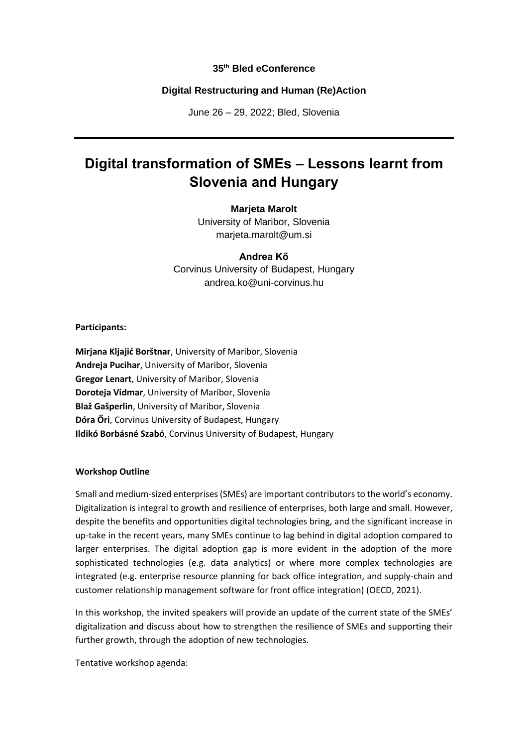**35th Bled eConference**

**Digital Restructuring and Human (Re)Action**

June 26 – 29, 2022; Bled, Slovenia

---

# Digital transformation of SMEs – Lessons learnt from Slovenia and Hungary

**Marjeta Marolt**
University of Maribor, Slovenia
marjeta.marolt@um.si

**Andrea Kő**
Corvinus University of Budapest, Hungary
andrea.ko@uni-corvinus.hu

**Participants:**

**Mirjana Kljajić Borštnar**, University of Maribor, Slovenia
**Andreja Pucihar**, University of Maribor, Slovenia
**Gregor Lenart**, University of Maribor, Slovenia
**Doroteja Vidmar**, University of Maribor, Slovenia
**Blaž Gašperlin**, University of Maribor, Slovenia
**Dóra Őri**, Corvinus University of Budapest, Hungary
**Ildikó Borbásné Szabó**, Corvinus University of Budapest, Hungary

**Workshop Outline**

Small and medium-sized enterprises (SMEs) are important contributors to the world's economy. Digitalization is integral to growth and resilience of enterprises, both large and small. However, despite the benefits and opportunities digital technologies bring, and the significant increase in up-take in the recent years, many SMEs continue to lag behind in digital adoption compared to larger enterprises. The digital adoption gap is more evident in the adoption of the more sophisticated technologies (e.g. data analytics) or where more complex technologies are integrated (e.g. enterprise resource planning for back office integration, and supply-chain and customer relationship management software for front office integration) (OECD, 2021).

In this workshop, the invited speakers will provide an update of the current state of the SMEs' digitalization and discuss about how to strengthen the resilience of SMEs and supporting their further growth, through the adoption of new technologies.

Tentative workshop agenda: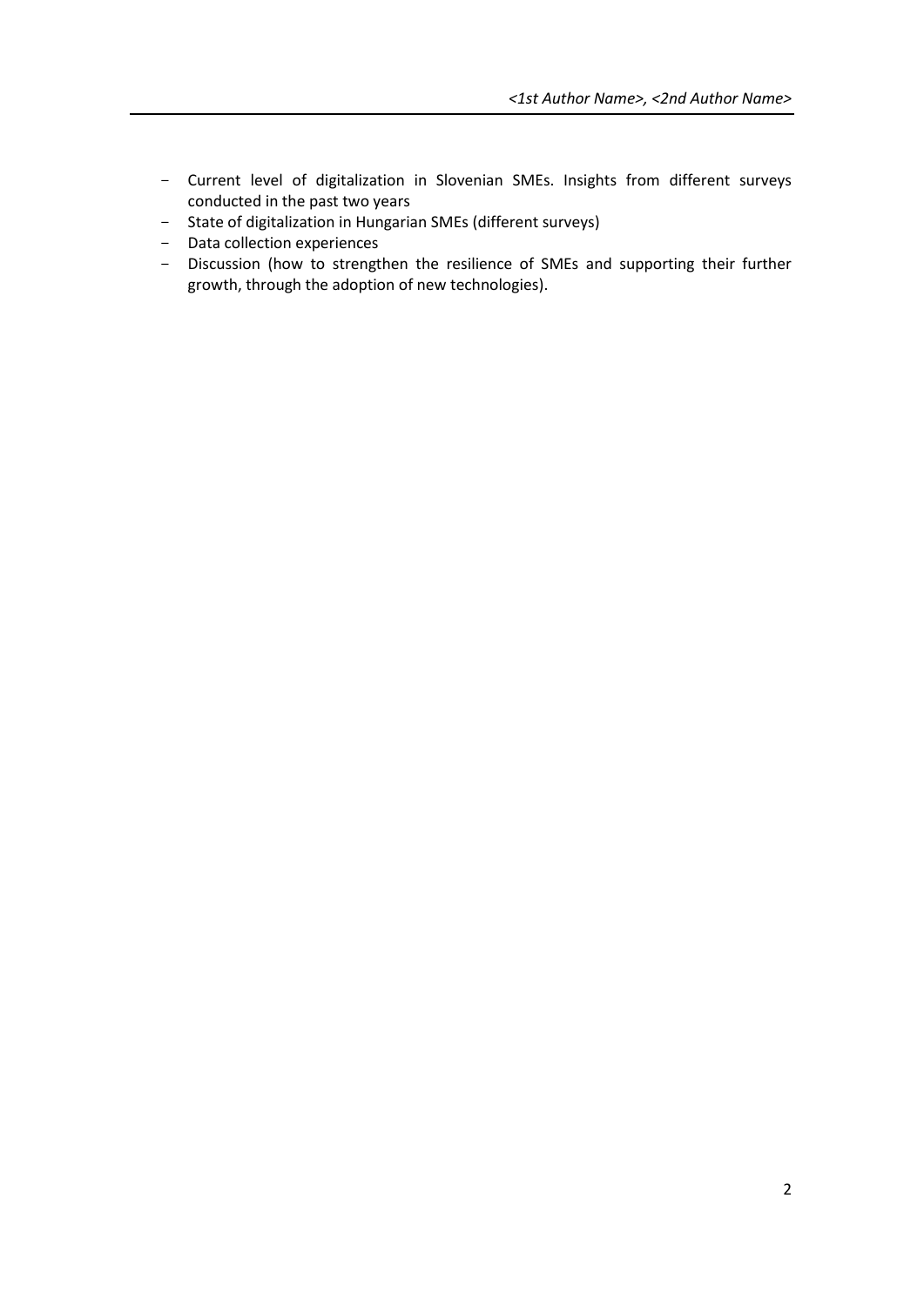- Current level of digitalization in Slovenian SMEs. Insights from different surveys conducted in the past two years
- State of digitalization in Hungarian SMEs (different surveys)
- Data collection experiences
- Discussion (how to strengthen the resilience of SMEs and supporting their further growth, through the adoption of new technologies).